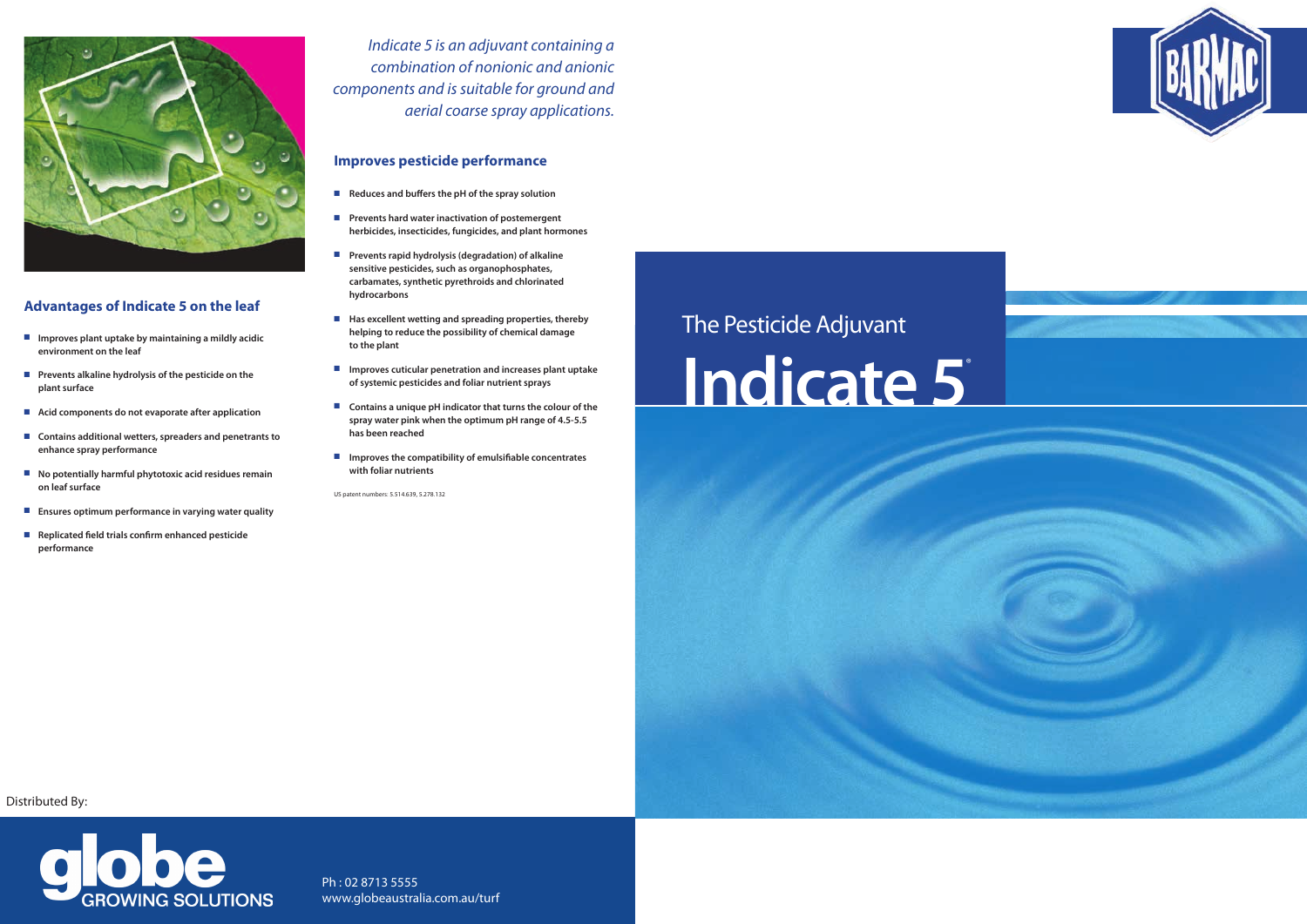# The Pesticide Adjuvant

# Indicate 5®

*Indicate 5 is an adjuvant containing a combination of nonionic and anionic components and is suitable for ground and aerial coarse spray applications.*

## Advantages of Indicate 5 on the leaf

- **Improves plant uptake by maintaining a mildly acidic environment on the leaf**
- **Prevents alkaline hydrolysis of the pesticide on the plant surface**
- **Acid components do not evaporate after application**
- **Contains additional wetters, spreaders and penetrants to enhance spray performance**
- **No potentially harmful phytotoxic acid residues remain on leaf surface**
- **Ensures optimum performance in varying water quality**
- **Replicated field trials confirm enhanced pesticide performance**

## Improves pesticide performance

- **Reduces and buffers the pH of the spray solution**
- **Prevents hard water inactivation of postemergent herbicides, insecticides, fungicides, and plant hormones**
- **Prevents rapid hydrolysis (degradation) of alkaline sensitive pesticides, such as organophosphates, carbamates, synthetic pyrethroids and chlorinated hydrocarbons**
- **Has excellent wetting and spreading properties, thereby helping to reduce the possibility of chemical damage to the plant**
- **Improves cuticular penetration and increases plant uptake of systemic pesticides and foliar nutrient sprays**
- **Contains a unique pH indicator that turns the colour of the spray water pink when the optimum pH range of 4.5-5.5 has been reached**
- **Improves the compatibility of emulsifiable concentrates with foliar nutrients**

US patent numbers: 5.514.639, 5.278.132

BARMAC

Distributed By:

globe GROWING SOLUTIONS

Ph : 02 8713 5555
www.globeaustralia.com.au/turf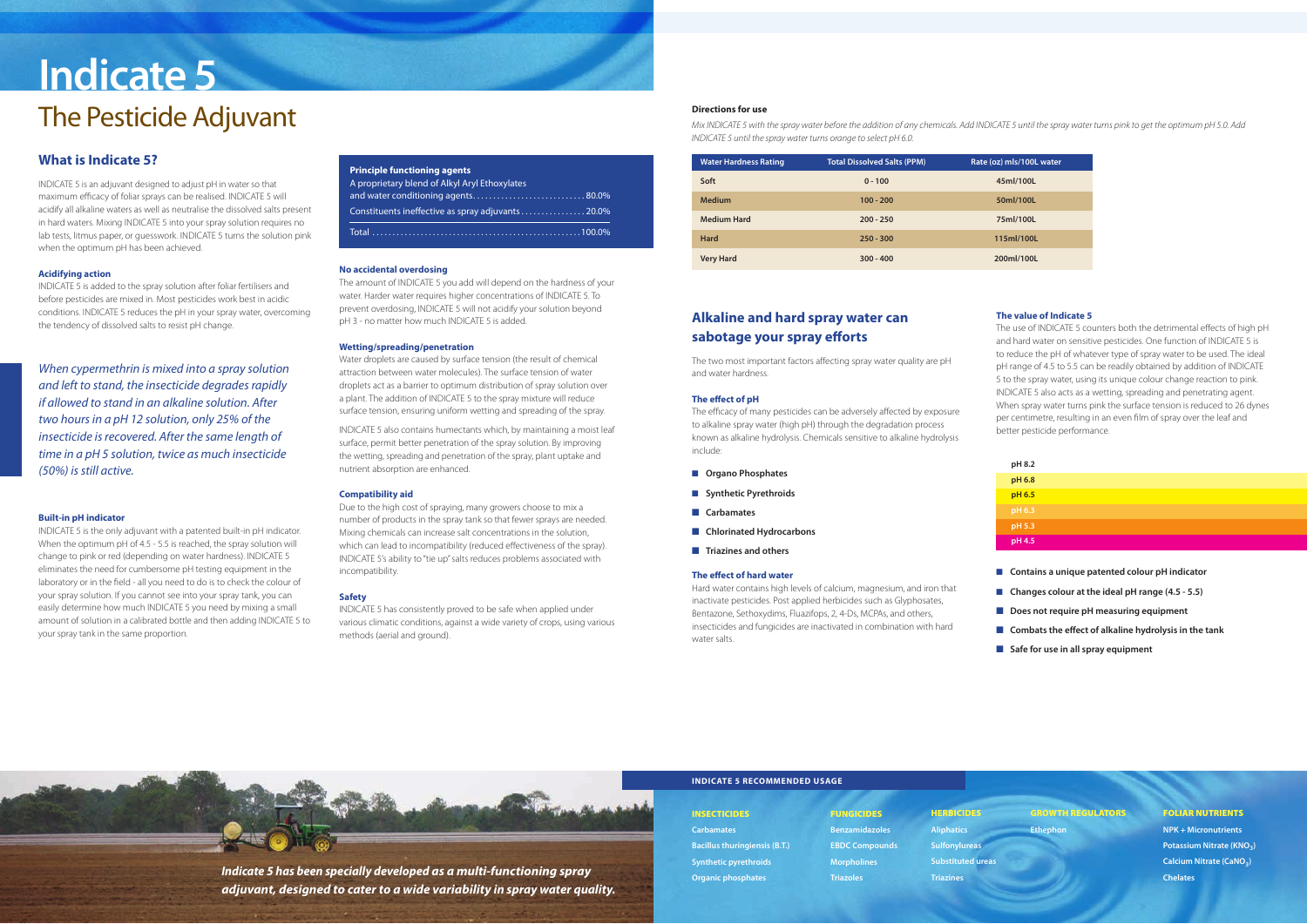# Indicate 5

## The Pesticide Adjuvant

### What is Indicate 5?

INDICATE 5 is an adjuvant designed to adjust pH in water so that maximum efficacy of foliar sprays can be realised. INDICATE 5 will acidify all alkaline waters as well as neutralise the dissolved salts present in hard waters. Mixing INDICATE 5 into your spray solution requires no lab tests, litmus paper, or guesswork. INDICATE 5 turns the solution pink when the optimum pH has been achieved.

#### Acidifying action

INDICATE 5 is added to the spray solution after foliar fertilisers and before pesticides are mixed in. Most pesticides work best in acidic conditions. INDICATE 5 reduces the pH in your spray water, overcoming the tendency of dissolved salts to resist pH change.

*When cypermethrin is mixed into a spray solution and left to stand, the insecticide degrades rapidly if allowed to stand in an alkaline solution. After two hours in a pH 12 solution, only 25% of the insecticide is recovered. After the same length of time in a pH 5 solution, twice as much insecticide (50%) is still active.*

#### Built-in pH indicator

INDICATE 5 is the only adjuvant with a patented built-in pH indicator. When the optimum pH of 4.5 - 5.5 is reached, the spray solution will change to pink or red (depending on water hardness). INDICATE 5 eliminates the need for cumbersome pH testing equipment in the laboratory or in the field - all you need to do is to check the colour of your spray solution. If you cannot see into your spray tank, you can easily determine how much INDICATE 5 you need by mixing a small amount of solution in a calibrated bottle and then adding INDICATE 5 to your spray tank in the same proportion.

| **Principle functioning agents** | |
|---|---|
| A proprietary blend of Alkyl Aryl Ethoxylates and water conditioning agents | 80.0% |
| Constituents ineffective as spray adjuvants | 20.0% |
| Total | 100.0% |

#### No accidental overdosing

The amount of INDICATE 5 you add will depend on the hardness of your water. Harder water requires higher concentrations of INDICATE 5. To prevent overdosing, INDICATE 5 will not acidify your solution beyond pH 3 - no matter how much INDICATE 5 is added.

#### Wetting/spreading/penetration

Water droplets are caused by surface tension (the result of chemical attraction between water molecules). The surface tension of water droplets act as a barrier to optimum distribution of spray solution over a plant. The addition of INDICATE 5 to the spray mixture will reduce surface tension, ensuring uniform wetting and spreading of the spray.

INDICATE 5 also contains humectants which, by maintaining a moist leaf surface, permit better penetration of the spray solution. By improving the wetting, spreading and penetration of the spray, plant uptake and nutrient absorption are enhanced.

#### Compatibility aid

Due to the high cost of spraying, many growers choose to mix a number of products in the spray tank so that fewer sprays are needed. Mixing chemicals can increase salt concentrations in the solution, which can lead to incompatibility (reduced effectiveness of the spray). INDICATE 5's ability to "tie up" salts reduces problems associated with incompatibility.

#### Safety

INDICATE 5 has consistently proved to be safe when applied under various climatic conditions, against a wide variety of crops, using various methods (aerial and ground).

#### Directions for use

*Mix INDICATE 5 with the spray water before the addition of any chemicals. Add INDICATE 5 until the spray water turns pink to get the optimum pH 5.0. Add INDICATE 5 until the spray water turns orange to select pH 6.0.*

| Water Hardness Rating | Total Dissolved Salts (PPM) | Rate (oz) mls/100L water |
|---|---|---|
| Soft | 0 - 100 | 45ml/100L |
| Medium | 100 - 200 | 50ml/100L |
| Medium Hard | 200 - 250 | 75ml/100L |
| Hard | 250 - 300 | 115ml/100L |
| Very Hard | 300 - 400 | 200ml/100L |

### Alkaline and hard spray water can sabotage your spray efforts

The two most important factors affecting spray water quality are pH and water hardness.

#### The effect of pH

The efficacy of many pesticides can be adversely affected by exposure to alkaline spray water (high pH) through the degradation process known as alkaline hydrolysis. Chemicals sensitive to alkaline hydrolysis include:

- **Organo Phosphates**
- **Synthetic Pyrethroids**
- **Carbamates**
- **Chlorinated Hydrocarbons**
- **Triazines and others**

#### The effect of hard water

Hard water contains high levels of calcium, magnesium, and iron that inactivate pesticides. Post applied herbicides such as Glyphosates, Bentazone, Sethoxydims, Fluazifops, 2, 4-Ds, MCPAs, and others, insecticides and fungicides are inactivated in combination with hard water salts.

#### The value of Indicate 5

The use of INDICATE 5 counters both the detrimental effects of high pH and hard water on sensitive pesticides. One function of INDICATE 5 is to reduce the pH of whatever type of spray water to be used. The ideal pH range of 4.5 to 5.5 can be readily obtained by addition of INDICATE 5 to the spray water, using its unique colour change reaction to pink. INDICATE 5 also acts as a wetting, spreading and penetrating agent. When spray water turns pink the surface tension is reduced to 26 dynes per centimetre, resulting in an even film of spray over the leaf and better pesticide performance.

pH 8.2
pH 6.8
pH 6.5
pH 6.3
pH 5.3
pH 4.5

- **Contains a unique patented colour pH indicator**
- **Changes colour at the ideal pH range (4.5 - 5.5)**
- **Does not require pH measuring equipment**
- **Combats the effect of alkaline hydrolysis in the tank**
- **Safe for use in all spray equipment**

*Indicate 5 has been specially developed as a multi-functioning spray adjuvant, designed to cater to a wide variability in spray water quality.*

#### INDICATE 5 RECOMMENDED USAGE

| INSECTICIDES | FUNGICIDES | HERBICIDES | GROWTH REGULATORS | FOLIAR NUTRIENTS |
|---|---|---|---|---|
| Carbamates | Benzamidazoles | Aliphatics | Ethephon | NPK + Micronutrients |
| Bacillus thuringiensis (B.T.) | EBDC Compounds | Sulfonylureas | | Potassium Nitrate ($KNO_3$) |
| Synthetic pyrethroids | Morpholines | Substituted ureas | | Calcium Nitrate ($CaNO_3$) |
| Organic phosphates | Triazoles | Triazines | | Chelates |